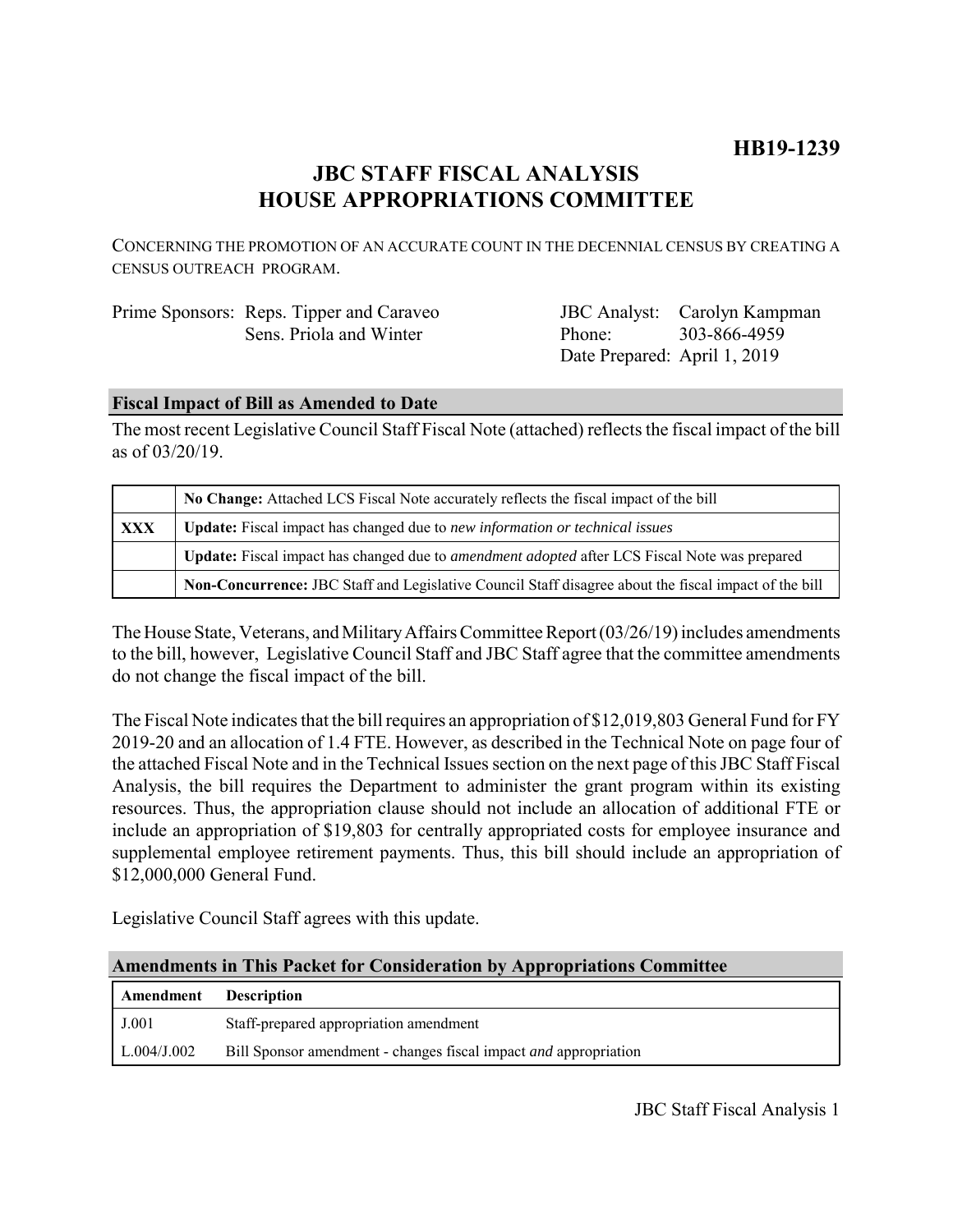**HB19-1239**

# JBC STAFF FISCAL ANALYSIS
# HOUSE APPROPRIATIONS COMMITTEE

CONCERNING THE PROMOTION OF AN ACCURATE COUNT IN THE DECENNIAL CENSUS BY CREATING A CENSUS OUTREACH PROGRAM.

| | | | |
|---|---|---|---|
| Prime Sponsors: | Reps. Tipper and Caraveo | JBC Analyst: | Carolyn Kampman |
| | Sens. Priola and Winter | Phone: | 303-866-4959 |
| | | Date Prepared: | April 1, 2019 |

## Fiscal Impact of Bill as Amended to Date

The most recent Legislative Council Staff Fiscal Note (attached) reflects the fiscal impact of the bill as of 03/20/19.

| | |
|---|---|
| | **No Change:** Attached LCS Fiscal Note accurately reflects the fiscal impact of the bill |
| **XXX** | **Update:** Fiscal impact has changed due to *new information or technical issues* |
| | **Update:** Fiscal impact has changed due to *amendment adopted* after LCS Fiscal Note was prepared |
| | **Non-Concurrence:** JBC Staff and Legislative Council Staff disagree about the fiscal impact of the bill |

The House State, Veterans, and Military Affairs Committee Report (03/26/19) includes amendments to the bill, however, Legislative Council Staff and JBC Staff agree that the committee amendments do not change the fiscal impact of the bill.

The Fiscal Note indicates that the bill requires an appropriation of $12,019,803 General Fund for FY 2019-20 and an allocation of 1.4 FTE. However, as described in the Technical Note on page four of the attached Fiscal Note and in the Technical Issues section on the next page of this JBC Staff Fiscal Analysis, the bill requires the Department to administer the grant program within its existing resources. Thus, the appropriation clause should not include an allocation of additional FTE or include an appropriation of $19,803 for centrally appropriated costs for employee insurance and supplemental employee retirement payments. Thus, this bill should include an appropriation of $12,000,000 General Fund.

Legislative Council Staff agrees with this update.

## Amendments in This Packet for Consideration by Appropriations Committee

| Amendment | Description |
|---|---|
| J.001 | Staff-prepared appropriation amendment |
| L.004/J.002 | Bill Sponsor amendment - changes fiscal impact *and* appropriation |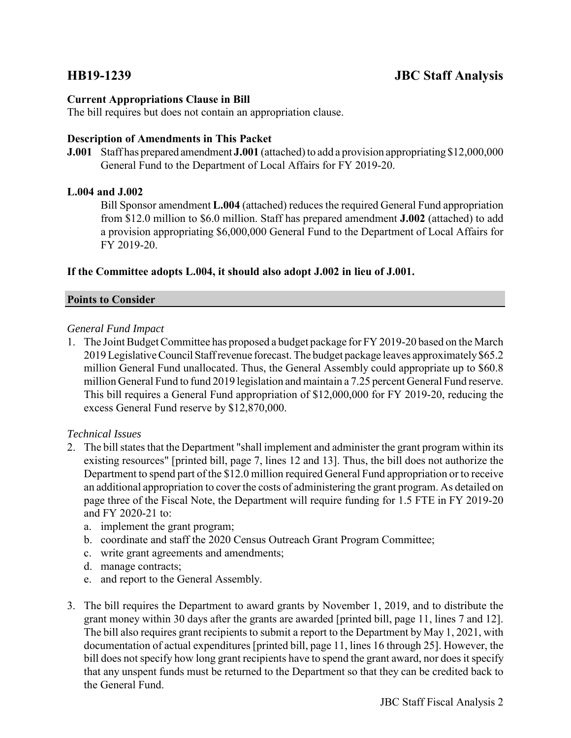## HB19-1239 JBC Staff Analysis

**Current Appropriations Clause in Bill**

The bill requires but does not contain an appropriation clause.

**Description of Amendments in This Packet**

**J.001** Staff has prepared amendment **J.001** (attached) to add a provision appropriating $12,000,000 General Fund to the Department of Local Affairs for FY 2019-20.

**L.004 and J.002**

Bill Sponsor amendment **L.004** (attached) reduces the required General Fund appropriation from $12.0 million to $6.0 million. Staff has prepared amendment **J.002** (attached) to add a provision appropriating $6,000,000 General Fund to the Department of Local Affairs for FY 2019-20.

**If the Committee adopts L.004, it should also adopt J.002 in lieu of J.001.**

### Points to Consider

*General Fund Impact*

1. The Joint Budget Committee has proposed a budget package for FY 2019-20 based on the March 2019 Legislative Council Staff revenue forecast. The budget package leaves approximately $65.2 million General Fund unallocated. Thus, the General Assembly could appropriate up to $60.8 million General Fund to fund 2019 legislation and maintain a 7.25 percent General Fund reserve. This bill requires a General Fund appropriation of $12,000,000 for FY 2019-20, reducing the excess General Fund reserve by $12,870,000.

*Technical Issues*

2. The bill states that the Department "shall implement and administer the grant program within its existing resources" [printed bill, page 7, lines 12 and 13]. Thus, the bill does not authorize the Department to spend part of the $12.0 million required General Fund appropriation or to receive an additional appropriation to cover the costs of administering the grant program. As detailed on page three of the Fiscal Note, the Department will require funding for 1.5 FTE in FY 2019-20 and FY 2020-21 to:
   a. implement the grant program;
   b. coordinate and staff the 2020 Census Outreach Grant Program Committee;
   c. write grant agreements and amendments;
   d. manage contracts;
   e. and report to the General Assembly.

3. The bill requires the Department to award grants by November 1, 2019, and to distribute the grant money within 30 days after the grants are awarded [printed bill, page 11, lines 7 and 12]. The bill also requires grant recipients to submit a report to the Department by May 1, 2021, with documentation of actual expenditures [printed bill, page 11, lines 16 through 25]. However, the bill does not specify how long grant recipients have to spend the grant award, nor does it specify that any unspent funds must be returned to the Department so that they can be credited back to the General Fund.